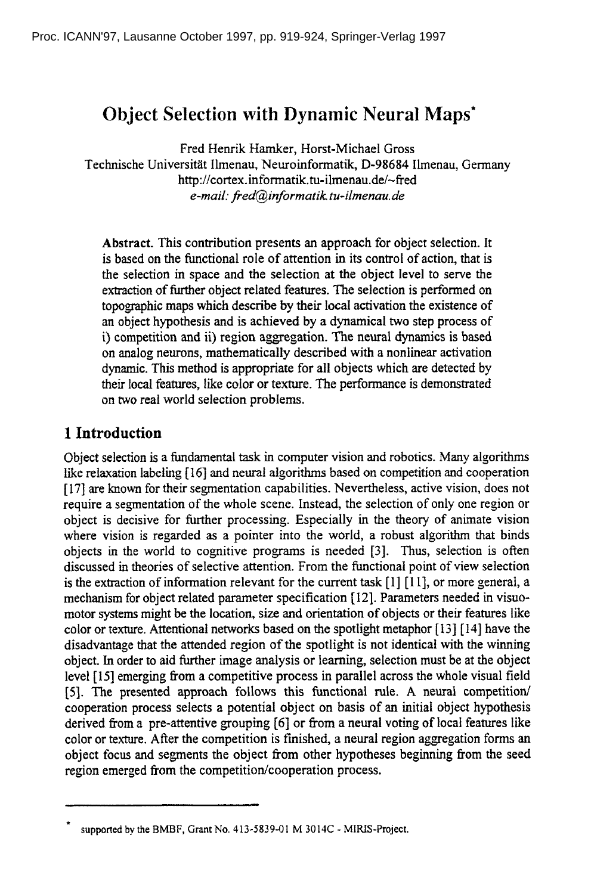# Object Selection with Dynamic Neural Maps*

Fred Henrik Hamker, Horst-Michael Gross
Technische Universität Ilmenau, Neuroinformatik, D-98684 Ilmenau, Germany
http://cortex.informatik.tu-ilmenau.de/~fred
*e-mail: fred@informatik.tu-ilmenau.de*

**Abstract.** This contribution presents an approach for object selection. It is based on the functional role of attention in its control of action, that is the selection in space and the selection at the object level to serve the extraction of further object related features. The selection is performed on topographic maps which describe by their local activation the existence of an object hypothesis and is achieved by a dynamical two step process of i) competition and ii) region aggregation. The neural dynamics is based on analog neurons, mathematically described with a nonlinear activation dynamic. This method is appropriate for all objects which are detected by their local features, like color or texture. The performance is demonstrated on two real world selection problems.

## 1 Introduction

Object selection is a fundamental task in computer vision and robotics. Many algorithms like relaxation labeling [16] and neural algorithms based on competition and cooperation [17] are known for their segmentation capabilities. Nevertheless, active vision, does not require a segmentation of the whole scene. Instead, the selection of only one region or object is decisive for further processing. Especially in the theory of animate vision where vision is regarded as a pointer into the world, a robust algorithm that binds objects in the world to cognitive programs is needed [3]. Thus, selection is often discussed in theories of selective attention. From the functional point of view selection is the extraction of information relevant for the current task [1] [11], or more general, a mechanism for object related parameter specification [12]. Parameters needed in visuo-motor systems might be the location, size and orientation of objects or their features like color or texture. Attentional networks based on the spotlight metaphor [13] [14] have the disadvantage that the attended region of the spotlight is not identical with the winning object. In order to aid further image analysis or learning, selection must be at the object level [15] emerging from a competitive process in parallel across the whole visual field [5]. The presented approach follows this functional rule. A neural competition/ cooperation process selects a potential object on basis of an initial object hypothesis derived from a pre-attentive grouping [6] or from a neural voting of local features like color or texture. After the competition is finished, a neural region aggregation forms an object focus and segments the object from other hypotheses beginning from the seed region emerged from the competition/cooperation process.

---

* supported by the BMBF, Grant No. 413-5839-01 M 3014C - MIRIS-Project.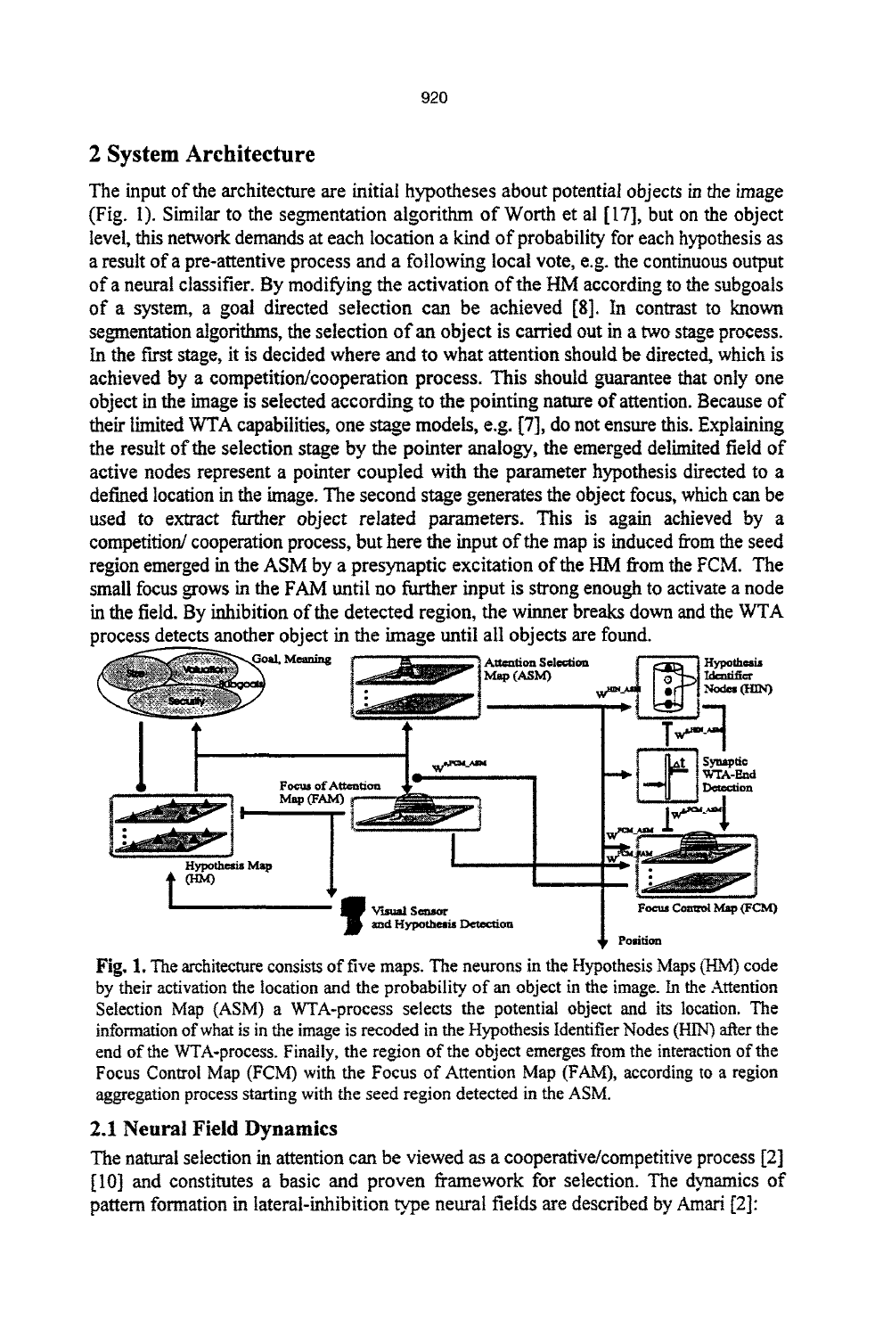## 2 System Architecture

The input of the architecture are initial hypotheses about potential objects in the image (Fig. 1). Similar to the segmentation algorithm of Worth et al [17], but on the object level, this network demands at each location a kind of probability for each hypothesis as a result of a pre-attentive process and a following local vote, e.g. the continuous output of a neural classifier. By modifying the activation of the HM according to the subgoals of a system, a goal directed selection can be achieved [8]. In contrast to known segmentation algorithms, the selection of an object is carried out in a two stage process. In the first stage, it is decided where and to what attention should be directed, which is achieved by a competition/cooperation process. This should guarantee that only one object in the image is selected according to the pointing nature of attention. Because of their limited WTA capabilities, one stage models, e.g. [7], do not ensure this. Explaining the result of the selection stage by the pointer analogy, the emerged delimited field of active nodes represent a pointer coupled with the parameter hypothesis directed to a defined location in the image. The second stage generates the object focus, which can be used to extract further object related parameters. This is again achieved by a competition/ cooperation process, but here the input of the map is induced from the seed region emerged in the ASM by a presynaptic excitation of the HM from the FCM. The small focus grows in the FAM until no further input is strong enough to activate a node in the field. By inhibition of the detected region, the winner breaks down and the WTA process detects another object in the image until all objects are found.

**Fig. 1.** The architecture consists of five maps. The neurons in the Hypothesis Maps (HM) code by their activation the location and the probability of an object in the image. In the Attention Selection Map (ASM) a WTA-process selects the potential object and its location. The information of what is in the image is recoded in the Hypothesis Identifier Nodes (HIN) after the end of the WTA-process. Finally, the region of the object emerges from the interaction of the Focus Control Map (FCM) with the Focus of Attention Map (FAM), according to a region aggregation process starting with the seed region detected in the ASM.

### 2.1 Neural Field Dynamics

The natural selection in attention can be viewed as a cooperative/competitive process [2] [10] and constitutes a basic and proven framework for selection. The dynamics of pattern formation in lateral-inhibition type neural fields are described by Amari [2]: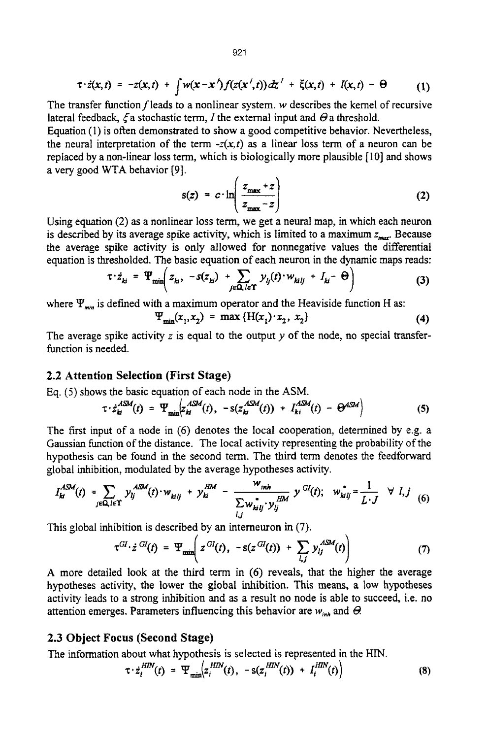$$\tau \cdot \dot{z}(x,t) = -z(x,t) + \int w(x-x')f(z(x',t))dz' + \xi(x,t) + I(x,t) - \Theta \tag{1}$$

The transfer function $f$ leads to a nonlinear system. $w$ describes the kernel of recursive lateral feedback, $\xi$ a stochastic term, $I$ the external input and $\Theta$ a threshold.

Equation (1) is often demonstrated to show a good competitive behavior. Nevertheless, the neural interpretation of the term $-z(x,t)$ as a linear loss term of a neuron can be replaced by a non-linear loss term, which is biologically more plausible [10] and shows a very good WTA behavior [9].

$$s(z) = c \cdot \ln\left(\frac{z_{max} + z}{z_{max} - z}\right) \tag{2}$$

Using equation (2) as a nonlinear loss term, we get a neural map, in which each neuron is described by its average spike activity, which is limited to a maximum $z_{max}$. Because the average spike activity is only allowed for nonnegative values the differential equation is thresholded. The basic equation of each neuron in the dynamic maps reads:

$$\tau \cdot \dot{z}_{kl} = \Psi_{min}\left(z_{kl}, -s(z_{kl}) + \sum_{j \in \Omega, l \in \Upsilon} y_{lj}(t) \cdot w_{klij} + I_{kl} - \Theta\right) \tag{3}$$

where $\Psi_{min}$ is defined with a maximum operator and the Heaviside function H as:

$$\Psi_{min}(x_1, x_2) = \max\{H(x_1) \cdot x_2, x_2\} \tag{4}$$

The average spike activity $z$ is equal to the output $y$ of the node, no special transfer-function is needed.

## 2.2 Attention Selection (First Stage)

Eq. (5) shows the basic equation of each node in the ASM.

$$\tau \cdot \dot{z}_{kl}^{ASM}(t) = \Psi_{min}\left(z_{kl}^{ASM}(t), -s(z_{kl}^{ASM}(t)) + I_{kl}^{ASM}(t) - \Theta^{ASM}\right) \tag{5}$$

The first input of a node in (6) denotes the local cooperation, determined by e.g. a Gaussian function of the distance. The local activity representing the probability of the hypothesis can be found in the second term. The third term denotes the feedforward global inhibition, modulated by the average hypotheses activity.

$$I_{kl}^{ASM}(t) = \sum_{j \in \Omega, l \in \Upsilon} y_{lj}^{ASM}(t) \cdot w_{klij} + y_{kl}^{HM} - \frac{w_{inh}}{\sum_{l,j} w_{klij}^{*} \cdot y_{lj}^{HM}} y^{GI}(t); \quad w_{klij}^{*} = \frac{1}{L \cdot J} \quad \forall\, l,j \tag{6}$$

This global inhibition is described by an interneuron in (7).

$$\tau^{GI} \cdot \dot{z}^{GI}(t) = \Psi_{min}\left(z^{GI}(t), -s(z^{GI}(t)) + \sum_{l,j} y_{lj}^{ASM}(t)\right) \tag{7}$$

A more detailed look at the third term in (6) reveals, that the higher the average hypotheses activity, the lower the global inhibition. This means, a low hypotheses activity leads to a strong inhibition and as a result no node is able to succeed, i.e. no attention emerges. Parameters influencing this behavior are $w_{inh}$ and $\Theta$.

## 2.3 Object Focus (Second Stage)

The information about what hypothesis is selected is represented in the HIN.

$$\tau \cdot \dot{z}_i^{HIN}(t) = \Psi_{min}\left(z_i^{HIN}(t), -s(z_i^{HIN}(t)) + I_i^{HIN}(t)\right) \tag{8}$$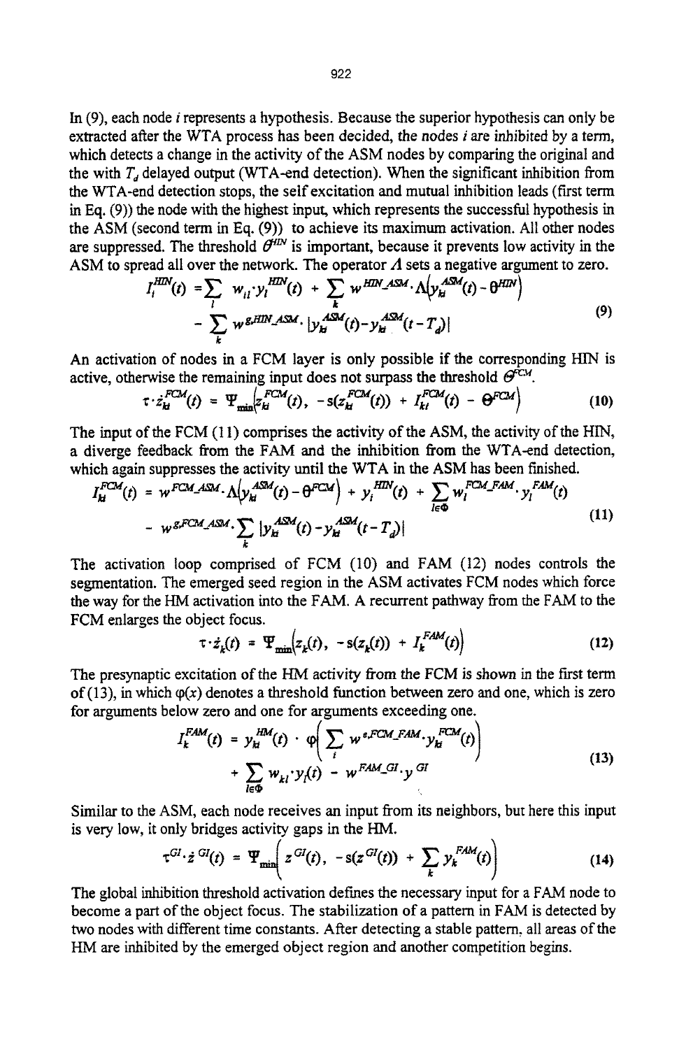In (9), each node $i$ represents a hypothesis. Because the superior hypothesis can only be extracted after the WTA process has been decided, the nodes $i$ are inhibited by a term, which detects a change in the activity of the ASM nodes by comparing the original and the with $T_d$ delayed output (WTA-end detection). When the significant inhibition from the WTA-end detection stops, the self excitation and mutual inhibition leads (first term in Eq. (9)) the node with the highest input, which represents the successful hypothesis in the ASM (second term in Eq. (9)) to achieve its maximum activation. All other nodes are suppressed. The threshold $\theta^{HIN}$ is important, because it prevents low activity in the ASM to spread all over the network. The operator $\Lambda$ sets a negative argument to zero.

$$
\begin{aligned}
I_i^{HIN}(t) &= \sum_l w_{il} \cdot y_l^{HIN}(t) + \sum_k w^{HIN\_ASM} \cdot \Lambda\left(y_{ki}^{ASM}(t) - \theta^{HIN}\right) \\
&\quad - \sum_k w^{g,HIN\_ASM} \cdot \left|y_{ki}^{ASM}(t) - y_{ki}^{ASM}(t - T_d)\right|
\end{aligned}
\tag{9}
$$

An activation of nodes in a FCM layer is only possible if the corresponding HIN is active, otherwise the remaining input does not surpass the threshold $\theta^{FCM}$.

$$
\tau \cdot \dot{z}_{ki}^{FCM}(t) = \Psi_{\min}\left(z_{ki}^{FCM}(t),\ -s(z_{ki}^{FCM}(t)) + I_{ki}^{FCM}(t) - \theta^{FCM}\right) \tag{10}
$$

The input of the FCM (11) comprises the activity of the ASM, the activity of the HIN, a diverge feedback from the FAM and the inhibition from the WTA-end detection, which again suppresses the activity until the WTA in the ASM has been finished.

$$
\begin{aligned}
I_{ki}^{FCM}(t) &= w^{FCM\_ASM} \cdot \Lambda\left(y_{ki}^{ASM}(t) - \theta^{FCM}\right) + y_i^{HIN}(t) + \sum_{l \in \Phi} w_l^{FCM\_FAM} \cdot y_l^{FAM}(t) \\
&\quad - w^{g,FCM\_ASM} \cdot \sum_k \left|y_{ki}^{ASM}(t) - y_{ki}^{ASM}(t - T_d)\right|
\end{aligned}
\tag{11}
$$

The activation loop comprised of FCM (10) and FAM (12) nodes controls the segmentation. The emerged seed region in the ASM activates FCM nodes which force the way for the HM activation into the FAM. A recurrent pathway from the FAM to the FCM enlarges the object focus.

$$
\tau \cdot \dot{z}_k(t) = \Psi_{\min}\left(z_k(t),\ -s(z_k(t)) + I_k^{FAM}(t)\right) \tag{12}
$$

The presynaptic excitation of the HM activity from the FCM is shown in the first term of (13), in which $\varphi(x)$ denotes a threshold function between zero and one, which is zero for arguments below zero and one for arguments exceeding one.

$$
\begin{aligned}
I_k^{FAM}(t) &= y_{ki}^{HM}(t) \cdot \varphi\left(\sum_i w^{e,FCM\_FAM} \cdot y_{ki}^{FCM}(t)\right) \\
&\quad + \sum_{l \in \Phi} w_{kl} \cdot y_l(t) - w^{FAM\_GI} \cdot y^{GI}
\end{aligned}
\tag{13}
$$

Similar to the ASM, each node receives an input from its neighbors, but here this input is very low, it only bridges activity gaps in the HM.

$$
\tau^{GI} \cdot \dot{z}^{GI}(t) = \Psi_{\min}\left(z^{GI}(t),\ -s(z^{GI}(t)) + \sum_k y_k^{FAM}(t)\right) \tag{14}
$$

The global inhibition threshold activation defines the necessary input for a FAM node to become a part of the object focus. The stabilization of a pattern in FAM is detected by two nodes with different time constants. After detecting a stable pattern, all areas of the HM are inhibited by the emerged object region and another competition begins.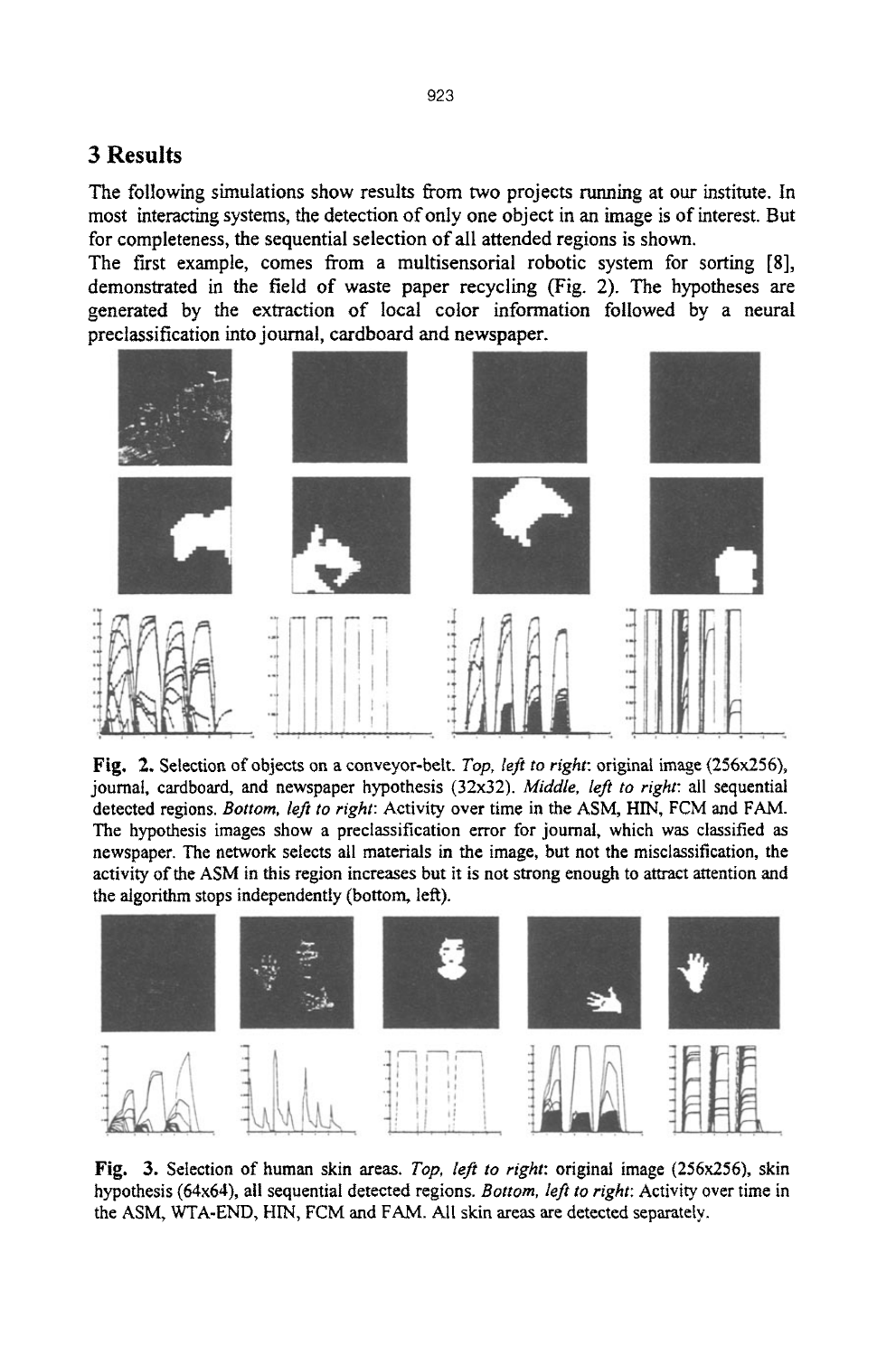## 3 Results

The following simulations show results from two projects running at our institute. In most interacting systems, the detection of only one object in an image is of interest. But for completeness, the sequential selection of all attended regions is shown.

The first example, comes from a multisensorial robotic system for sorting [8], demonstrated in the field of waste paper recycling (Fig. 2). The hypotheses are generated by the extraction of local color information followed by a neural preclassification into journal, cardboard and newspaper.

**Fig. 2.** Selection of objects on a conveyor-belt. *Top, left to right*: original image (256x256), journal, cardboard, and newspaper hypothesis (32x32). *Middle, left to right*: all sequential detected regions. *Bottom, left to right*: Activity over time in the ASM, HIN, FCM and FAM. The hypothesis images show a preclassification error for journal, which was classified as newspaper. The network selects all materials in the image, but not the misclassification, the activity of the ASM in this region increases but it is not strong enough to attract attention and the algorithm stops independently (bottom, left).

**Fig. 3.** Selection of human skin areas. *Top, left to right*: original image (256x256), skin hypothesis (64x64), all sequential detected regions. *Bottom, left to right*: Activity over time in the ASM, WTA-END, HIN, FCM and FAM. All skin areas are detected separately.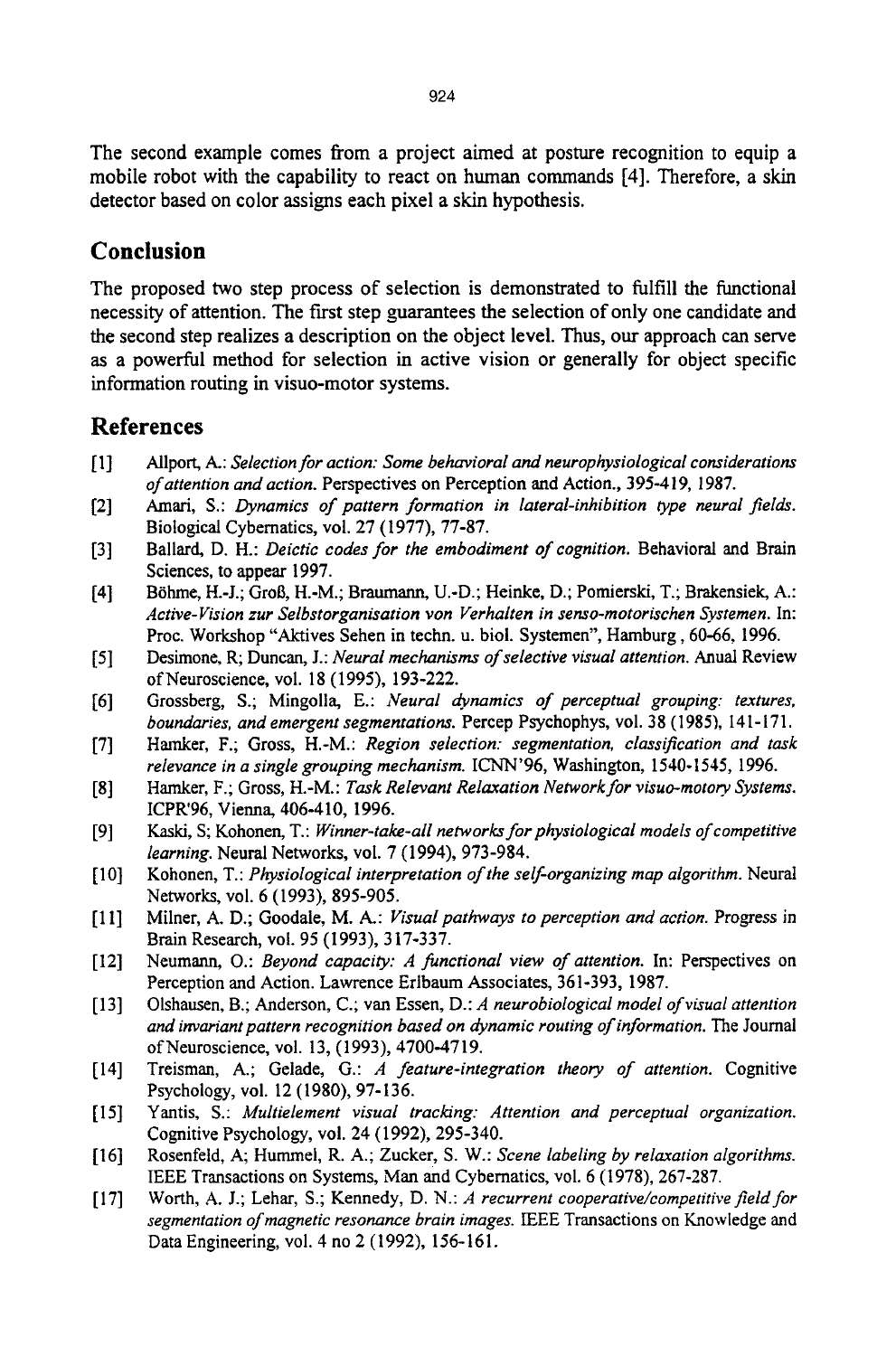The second example comes from a project aimed at posture recognition to equip a mobile robot with the capability to react on human commands [4]. Therefore, a skin detector based on color assigns each pixel a skin hypothesis.

## Conclusion

The proposed two step process of selection is demonstrated to fulfill the functional necessity of attention. The first step guarantees the selection of only one candidate and the second step realizes a description on the object level. Thus, our approach can serve as a powerful method for selection in active vision or generally for object specific information routing in visuo-motor systems.

## References

[1] Allport, A.: *Selection for action: Some behavioral and neurophysiological considerations of attention and action.* Perspectives on Perception and Action., 395-419, 1987.

[2] Amari, S.: *Dynamics of pattern formation in lateral-inhibition type neural fields.* Biological Cybernatics, vol. 27 (1977), 77-87.

[3] Ballard, D. H.: *Deictic codes for the embodiment of cognition.* Behavioral and Brain Sciences, to appear 1997.

[4] Böhme, H.-J.; Groß, H.-M.; Braumann, U.-D.; Heinke, D.; Pomierski, T.; Brakensiek, A.: *Active-Vision zur Selbstorganisation von Verhalten in senso-motorischen Systemen.* In: Proc. Workshop "Aktives Sehen in techn. u. biol. Systemen", Hamburg , 60-66, 1996.

[5] Desimone, R; Duncan, J.: *Neural mechanisms of selective visual attention.* Anual Review of Neuroscience, vol. 18 (1995), 193-222.

[6] Grossberg, S.; Mingolla, E.: *Neural dynamics of perceptual grouping: textures, boundaries, and emergent segmentations.* Percep Psychophys, vol. 38 (1985), 141-171.

[7] Hamker, F.; Gross, H.-M.: *Region selection: segmentation, classification and task relevance in a single grouping mechanism.* ICNN'96, Washington, 1540-1545, 1996.

[8] Hamker, F.; Gross, H.-M.: *Task Relevant Relaxation Network for visuo-motory Systems.* ICPR'96, Vienna, 406-410, 1996.

[9] Kaski, S; Kohonen, T.: *Winner-take-all networks for physiological models of competitive learning.* Neural Networks, vol. 7 (1994), 973-984.

[10] Kohonen, T.: *Physiological interpretation of the self-organizing map algorithm.* Neural Networks, vol. 6 (1993), 895-905.

[11] Milner, A. D.; Goodale, M. A.: *Visual pathways to perception and action.* Progress in Brain Research, vol. 95 (1993), 317-337.

[12] Neumann, O.: *Beyond capacity: A functional view of attention.* In: Perspectives on Perception and Action. Lawrence Erlbaum Associates, 361-393, 1987.

[13] Olshausen, B.; Anderson, C.; van Essen, D.: *A neurobiological model of visual attention and invariant pattern recognition based on dynamic routing of information.* The Journal of Neuroscience, vol. 13, (1993), 4700-4719.

[14] Treisman, A.; Gelade, G.: *A feature-integration theory of attention.* Cognitive Psychology, vol. 12 (1980), 97-136.

[15] Yantis, S.: *Multielement visual tracking: Attention and perceptual organization.* Cognitive Psychology, vol. 24 (1992), 295-340.

[16] Rosenfeld, A; Hummel, R. A.; Zucker, S. W.: *Scene labeling by relaxation algorithms.* IEEE Transactions on Systems, Man and Cybernatics, vol. 6 (1978), 267-287.

[17] Worth, A. J.; Lehar, S.; Kennedy, D. N.: *A recurrent cooperative/competitive field for segmentation of magnetic resonance brain images.* IEEE Transactions on Knowledge and Data Engineering, vol. 4 no 2 (1992), 156-161.